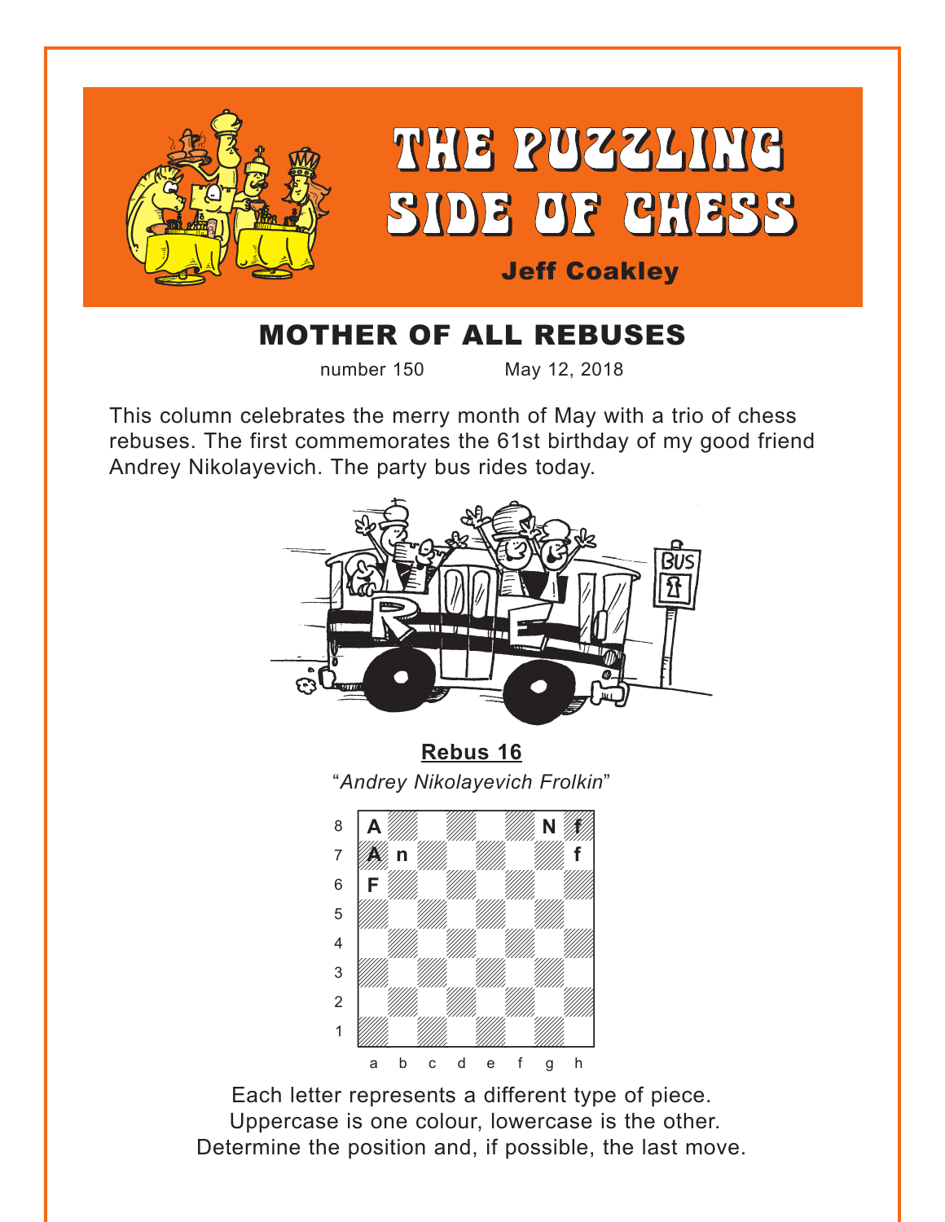# THE PUZZLING SIDE OF CHESS

**Jeff Coakley**

## MOTHER OF ALL REBUSES

number 150 May 12, 2018

This column celebrates the merry month of May with a trio of chess rebuses. The first commemorates the 61st birthday of my good friend Andrey Nikolayevich. The party bus rides today.

**Rebus 16**

"*Andrey Nikolayevich Frolkin*"

| | a | b | c | d | e | f | g | h |
|---|---|---|---|---|---|---|---|---|
| 8 | A | | | | | | N | f |
| 7 | A | n | | | | | | f |
| 6 | F | | | | | | | |
| 5 | | | | | | | | |
| 4 | | | | | | | | |
| 3 | | | | | | | | |
| 2 | | | | | | | | |
| 1 | | | | | | | | |

Each letter represents a different type of piece.
Uppercase is one colour, lowercase is the other.
Determine the position and, if possible, the last move.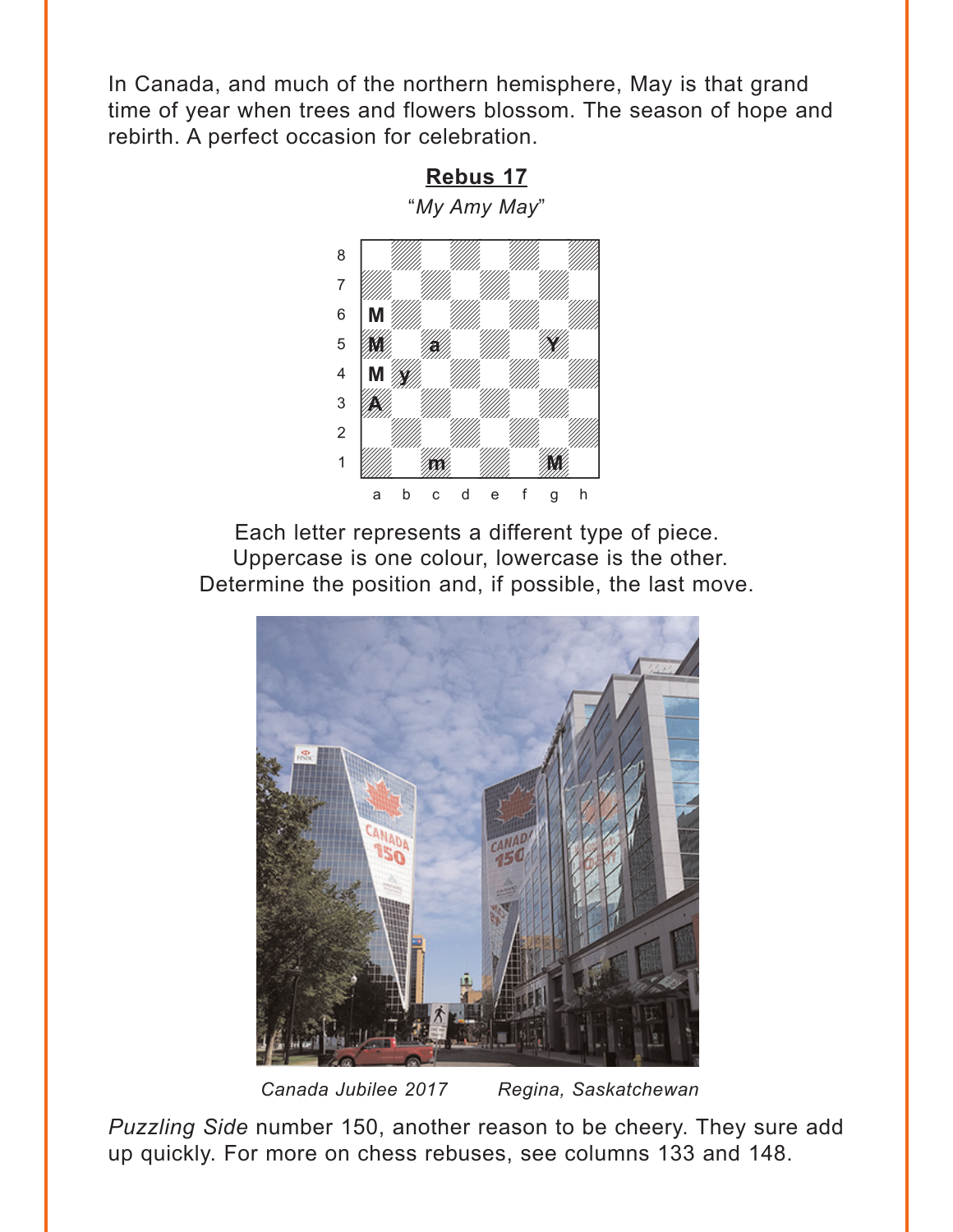In Canada, and much of the northern hemisphere, May is that grand time of year when trees and flowers blossom. The season of hope and rebirth. A perfect occasion for celebration.

## Rebus 17

*"My Amy May"*

| | a | b | c | d | e | f | g | h |
|---|---|---|---|---|---|---|---|---|
| 8 | | | | | | | | |
| 7 | | | | | | | | |
| 6 | M | | | | | | | |
| 5 | M | | a | | | | Y | |
| 4 | M | y | | | | | | |
| 3 | A | | | | | | | |
| 2 | | | | | | | | |
| 1 | | | m | | | | M | |

Each letter represents a different type of piece.
Uppercase is one colour, lowercase is the other.
Determine the position and, if possible, the last move.

*Canada Jubilee 2017* *Regina, Saskatchewan*

*Puzzling Side* number 150, another reason to be cheery. They sure add up quickly. For more on chess rebuses, see columns 133 and 148.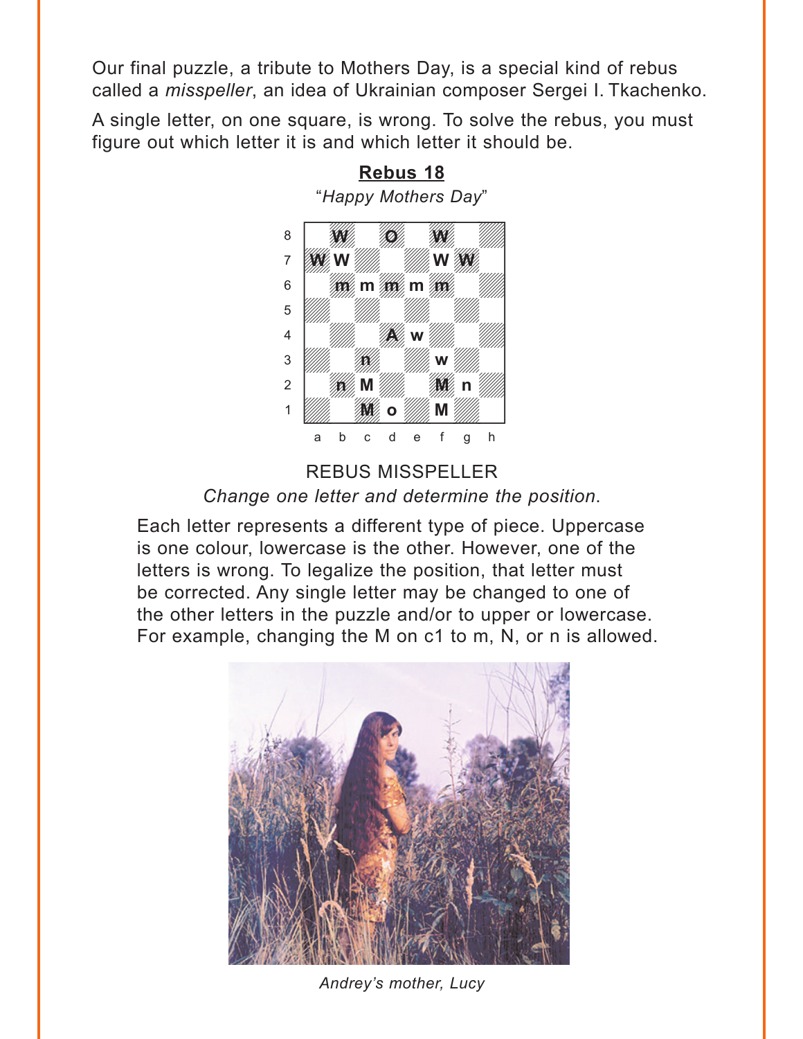Our final puzzle, a tribute to Mothers Day, is a special kind of rebus called a *misspeller*, an idea of Ukrainian composer Sergei I. Tkachenko.

A single letter, on one square, is wrong. To solve the rebus, you must figure out which letter it is and which letter it should be.

## Rebus 18

*"Happy Mothers Day"*

| | a | b | c | d | e | f | g | h |
|---|---|---|---|---|---|---|---|---|
| 8 | | W | | O | | W | | |
| 7 | W | W | | | | W | W | |
| 6 | | m | m | m | m | m | | |
| 5 | | | | | | | | |
| 4 | | | | A | w | | | |
| 3 | | | n | | | w | | |
| 2 | | n | M | | | M | n | |
| 1 | | | M | o | | M | | |

REBUS MISSPELLER

*Change one letter and determine the position.*

Each letter represents a different type of piece. Uppercase is one colour, lowercase is the other. However, one of the letters is wrong. To legalize the position, that letter must be corrected. Any single letter may be changed to one of the other letters in the puzzle and/or to upper or lowercase. For example, changing the M on c1 to m, N, or n is allowed.

*Andrey's mother, Lucy*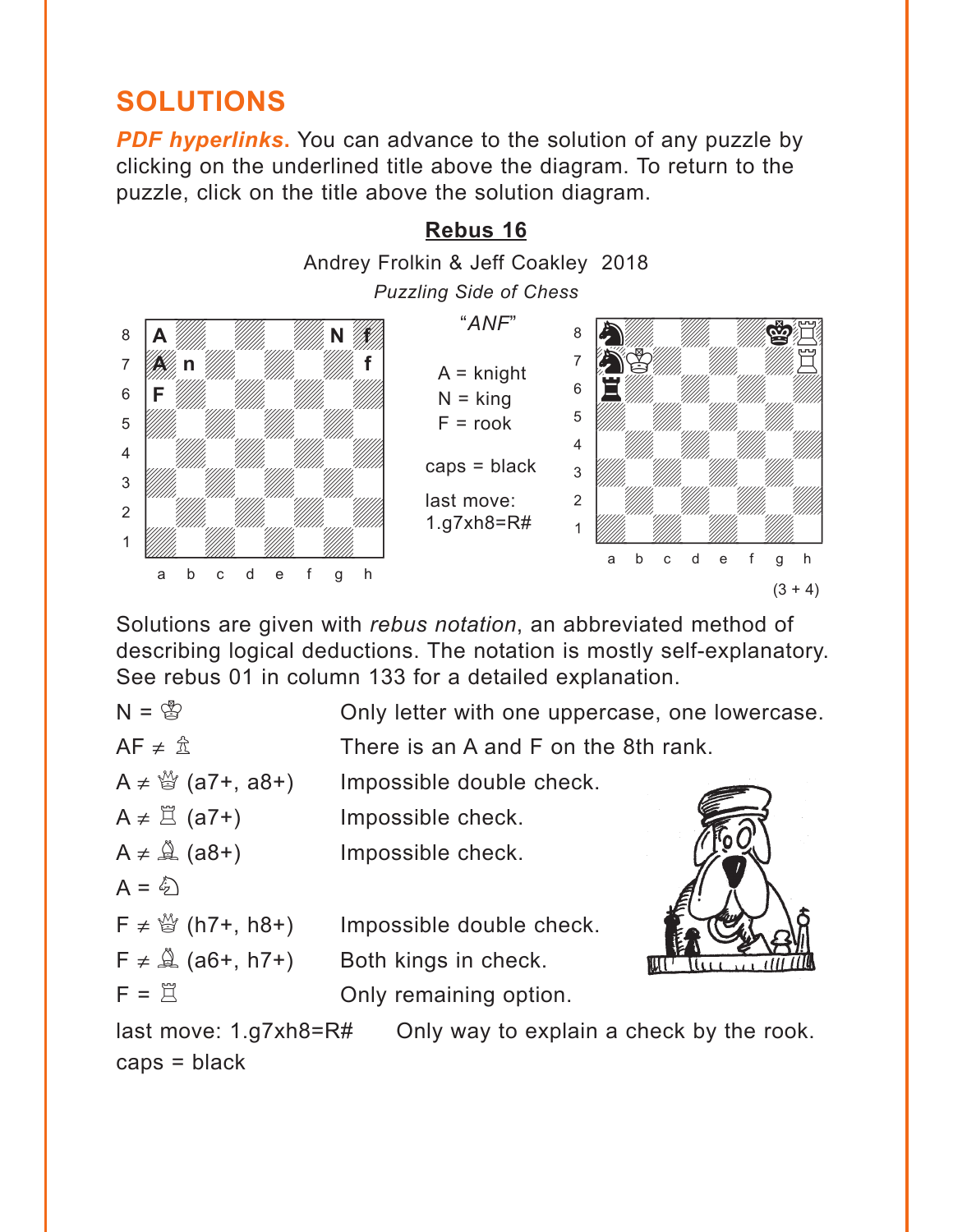## SOLUTIONS

***PDF hyperlinks***. You can advance to the solution of any puzzle by clicking on the underlined title above the diagram. To return to the puzzle, click on the title above the solution diagram.

### Rebus 16

Andrey Frolkin & Jeff Coakley 2018

*Puzzling Side of Chess*

*"ANF"*

A = knight
N = king
F = rook

caps = black

last move:
1.g7xh8=R#

(3 + 4)

Solutions are given with *rebus notation*, an abbreviated method of describing logical deductions. The notation is mostly self-explanatory. See rebus 01 in column 133 for a detailed explanation.

| | |
|---|---|
| N = ♔ | Only letter with one uppercase, one lowercase. |
| AF ≠ ♙ | There is an A and F on the 8th rank. |
| A ≠ ♕ (a7+, a8+) | Impossible double check. |
| A ≠ ♖ (a7+) | Impossible check. |
| A ≠ ♗ (a8+) | Impossible check. |
| A = ♘ | |
| F ≠ ♕ (h7+, h8+) | Impossible double check. |
| F ≠ ♗ (a6+, h7+) | Both kings in check. |
| F = ♖ | Only remaining option. |
| last move: 1.g7xh8=R# | Only way to explain a check by the rook. |
| caps = black | |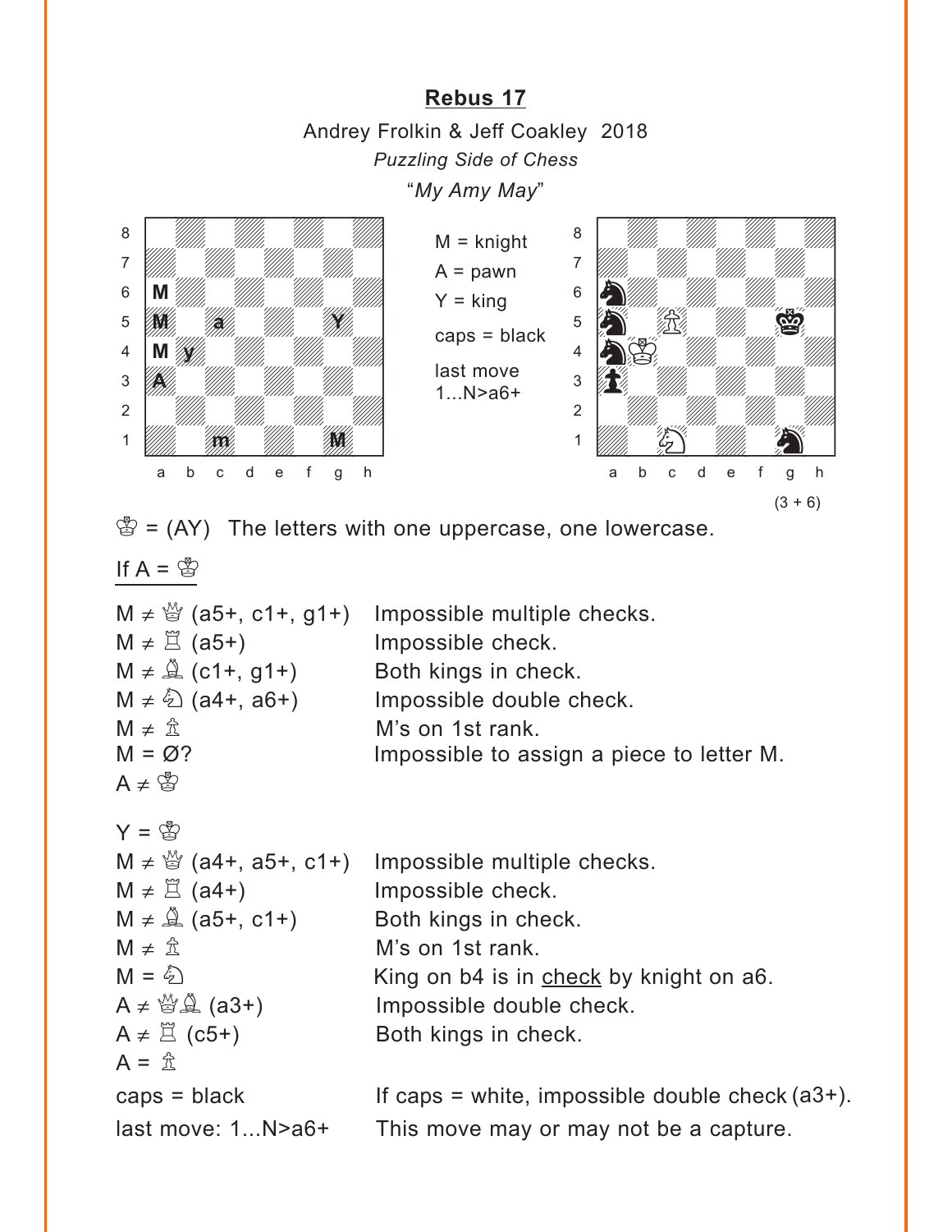## Rebus 17

Andrey Frolkin & Jeff Coakley 2018

*Puzzling Side of Chess*

"*My Amy May*"

M = knight
A = pawn
Y = king
caps = black
last move
1...N>a6+

(3 + 6)

♔ = (AY) The letters with one uppercase, one lowercase.

If A = ♔

| | |
|---|---|
| M ≠ ♕ (a5+, c1+, g1+) | Impossible multiple checks. |
| M ≠ ♖ (a5+) | Impossible check. |
| M ≠ ♗ (c1+, g1+) | Both kings in check. |
| M ≠ ♘ (a4+, a6+) | Impossible double check. |
| M ≠ ♙ | M's on 1st rank. |
| M = Ø? | Impossible to assign a piece to letter M. |
| A ≠ ♔ | |

| | |
|---|---|
| Y = ♔ | |
| M ≠ ♕ (a4+, a5+, c1+) | Impossible multiple checks. |
| M ≠ ♖ (a4+) | Impossible check. |
| M ≠ ♗ (a5+, c1+) | Both kings in check. |
| M ≠ ♙ | M's on 1st rank. |
| M = ♘ | King on b4 is in check by knight on a6. |
| A ≠ ♕♗ (a3+) | Impossible double check. |
| A ≠ ♖ (c5+) | Both kings in check. |
| A = ♙ | |
| caps = black | If caps = white, impossible double check (a3+). |
| last move: 1...N>a6+ | This move may or may not be a capture. |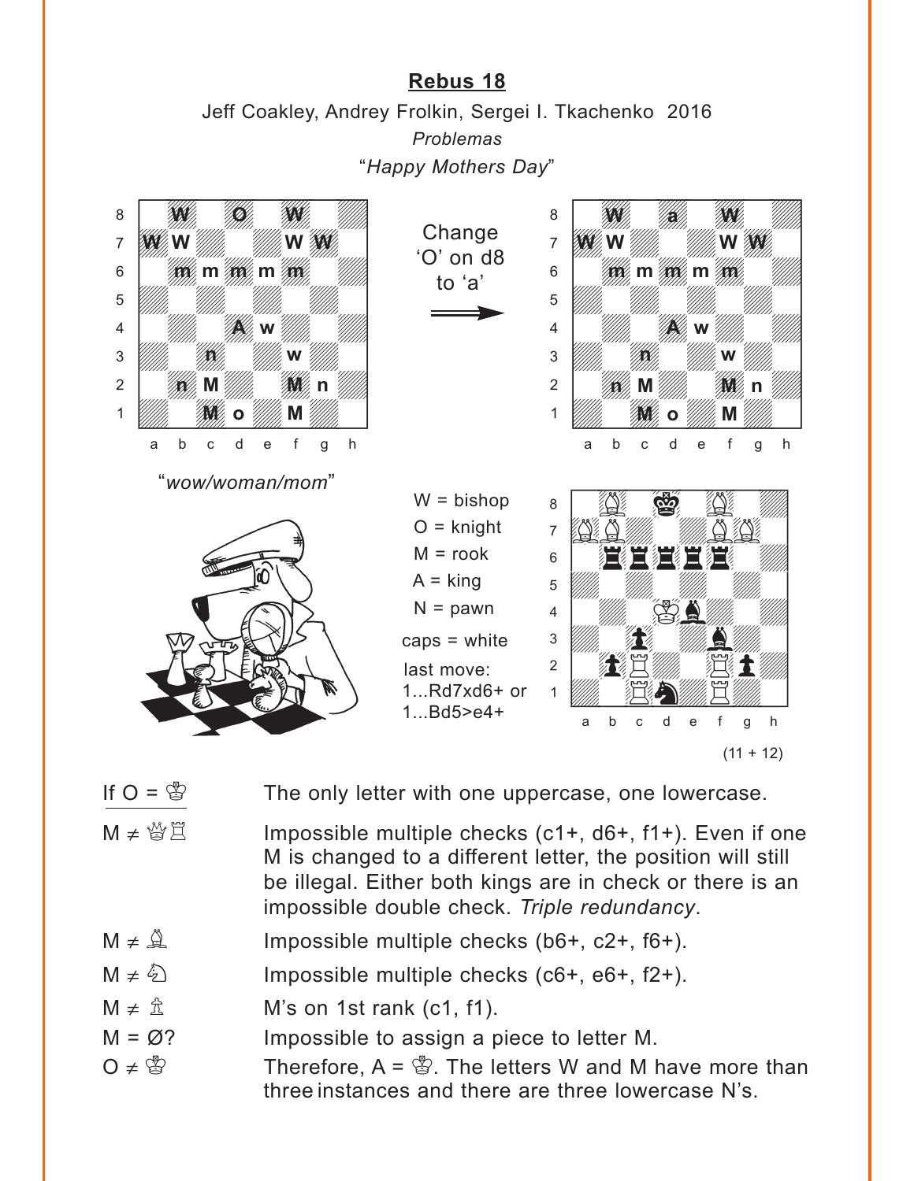## Rebus 18

Jeff Coakley, Andrey Frolkin, Sergei I. Tkachenko 2016

*Problemas*

"*Happy Mothers Day*"

"*wow/woman/mom*"

Change 'O' on d8 to 'a'

W = bishop
O = knight
M = rook
A = king
N = pawn

caps = white

last move:
1...Rd7xd6+ or
1...Bd5>e4+

(11 + 12)

| | |
|---|---|
| If O = ♔ | The only letter with one uppercase, one lowercase. |
| M ≠ ♕♖ | Impossible multiple checks (c1+, d6+, f1+). Even if one M is changed to a different letter, the position will still be illegal. Either both kings are in check or there is an impossible double check. *Triple redundancy*. |
| M ≠ ♗ | Impossible multiple checks (b6+, c2+, f6+). |
| M ≠ ♘ | Impossible multiple checks (c6+, e6+, f2+). |
| M ≠ ♙ | M's on 1st rank (c1, f1). |
| M = Ø? | Impossible to assign a piece to letter M. |
| O ≠ ♔ | Therefore, A = ♔. The letters W and M have more than three instances and there are three lowercase N's. |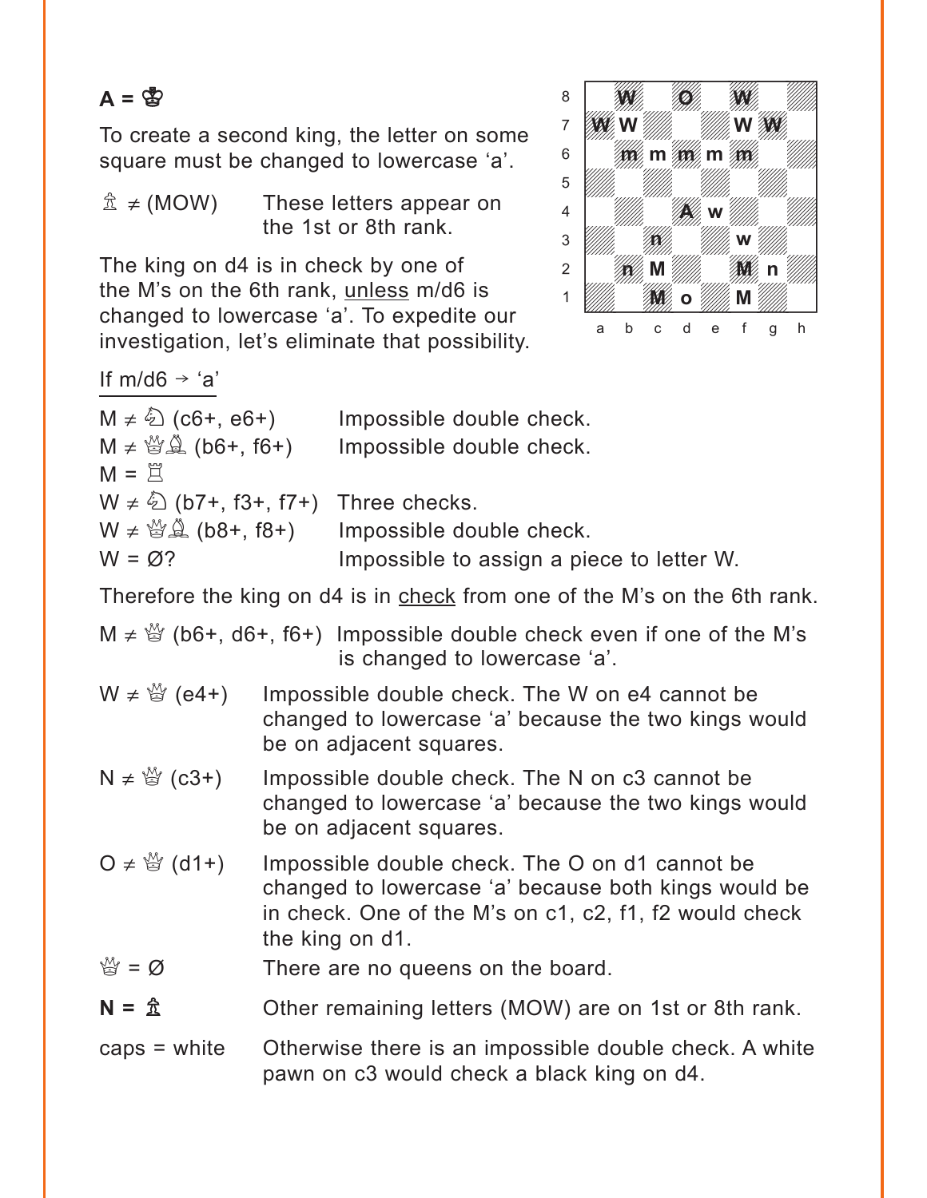**A = ♔**

To create a second king, the letter on some square must be changed to lowercase ‘a’.

♙ ≠ (MOW) These letters appear on the 1st or 8th rank.

The king on d4 is in check by one of the M’s on the 6th rank, <u>unless</u> m/d6 is changed to lowercase ‘a’. To expedite our investigation, let’s eliminate that possibility.

| 8 | | W | | O | | W | | |
|---|---|---|---|---|---|---|---|---|
| 7 | W | W | | | | W | W | |
| 6 | | m | m | m | m | m | | |
| 5 | | | | | | | | |
| 4 | | | | A | w | | | |
| 3 | | | n | | | w | | |
| 2 | | n | M | | | M | n | |
| 1 | | | M | o | | M | | |
| | a | b | c | d | e | f | g | h |

<u>If m/d6 → ‘a’</u>

M ≠ ♘ (c6+, e6+) Impossible double check.
M ≠ ♕♗ (b6+, f6+) Impossible double check.
M = ♖
W ≠ ♘ (b7+, f3+, f7+) Three checks.
W ≠ ♕♗ (b8+, f8+) Impossible double check.
W = Ø? Impossible to assign a piece to letter W.

Therefore the king on d4 is in <u>check</u> from one of the M’s on the 6th rank.

M ≠ ♕ (b6+, d6+, f6+) Impossible double check even if one of the M’s is changed to lowercase ‘a’.

W ≠ ♕ (e4+) Impossible double check. The W on e4 cannot be changed to lowercase ‘a’ because the two kings would be on adjacent squares.

N ≠ ♕ (c3+) Impossible double check. The N on c3 cannot be changed to lowercase ‘a’ because the two kings would be on adjacent squares.

O ≠ ♕ (d1+) Impossible double check. The O on d1 cannot be changed to lowercase ‘a’ because both kings would be in check. One of the M’s on c1, c2, f1, f2 would check the king on d1.

♕ = Ø There are no queens on the board.

**N = ♙** Other remaining letters (MOW) are on 1st or 8th rank.

caps = white Otherwise there is an impossible double check. A white pawn on c3 would check a black king on d4.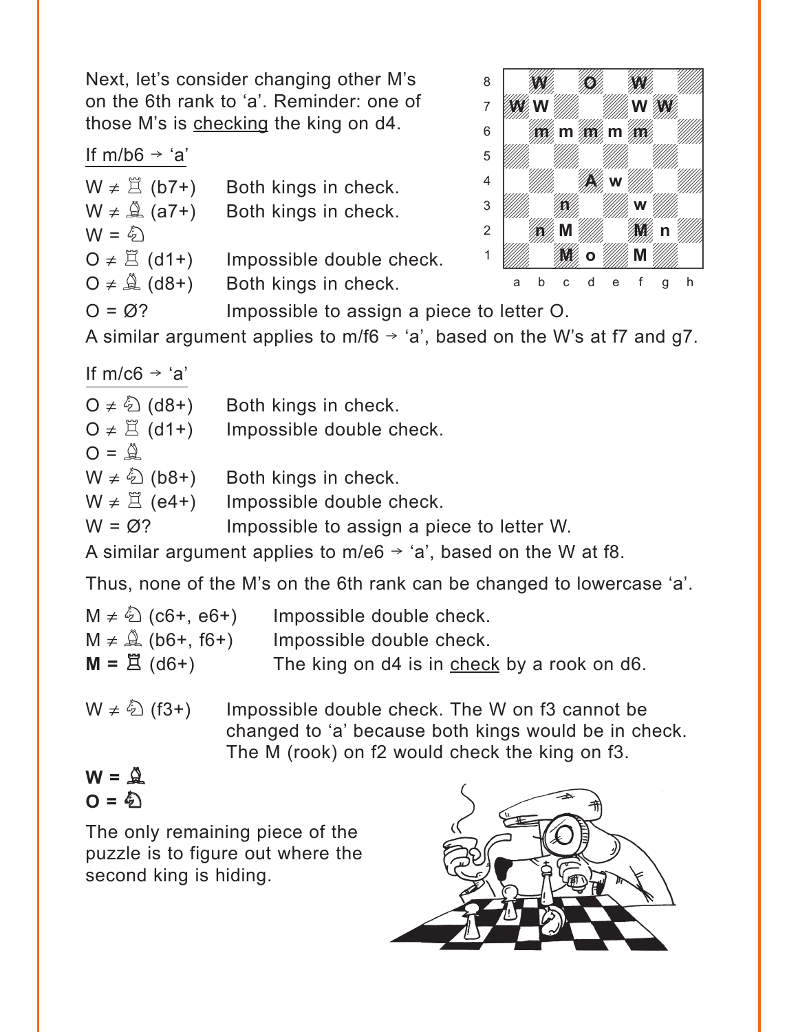Next, let's consider changing other M's on the 6th rank to 'a'. Reminder: one of those M's is <u>checking</u> the king on d4.

<u>If m/b6 → 'a'</u>

W ≠ ♖ (b7+) Both kings in check.
W ≠ ♗ (a7+) Both kings in check.
W = ♘
O ≠ ♖ (d1+) Impossible double check.
O ≠ ♗ (d8+) Both kings in check.
O = Ø? Impossible to assign a piece to letter O.

A similar argument applies to m/f6 → 'a', based on the W's at f7 and g7.

<u>If m/c6 → 'a'</u>

O ≠ ♘ (d8+) Both kings in check.
O ≠ ♖ (d1+) Impossible double check.
O = ♗
W ≠ ♘ (b8+) Both kings in check.
W ≠ ♖ (e4+) Impossible double check.
W = Ø? Impossible to assign a piece to letter W.

A similar argument applies to m/e6 → 'a', based on the W at f8.

Thus, none of the M's on the 6th rank can be changed to lowercase 'a'.

M ≠ ♘ (c6+, e6+) Impossible double check.
M ≠ ♗ (b6+, f6+) Impossible double check.
**M = ♖** (d6+) The king on d4 is in <u>check</u> by a rook on d6.

W ≠ ♘ (f3+) Impossible double check. The W on f3 cannot be changed to 'a' because both kings would be in check. The M (rook) on f2 would check the king on f3.

**W = ♗**
**O = ♘**

The only remaining piece of the puzzle is to figure out where the second king is hiding.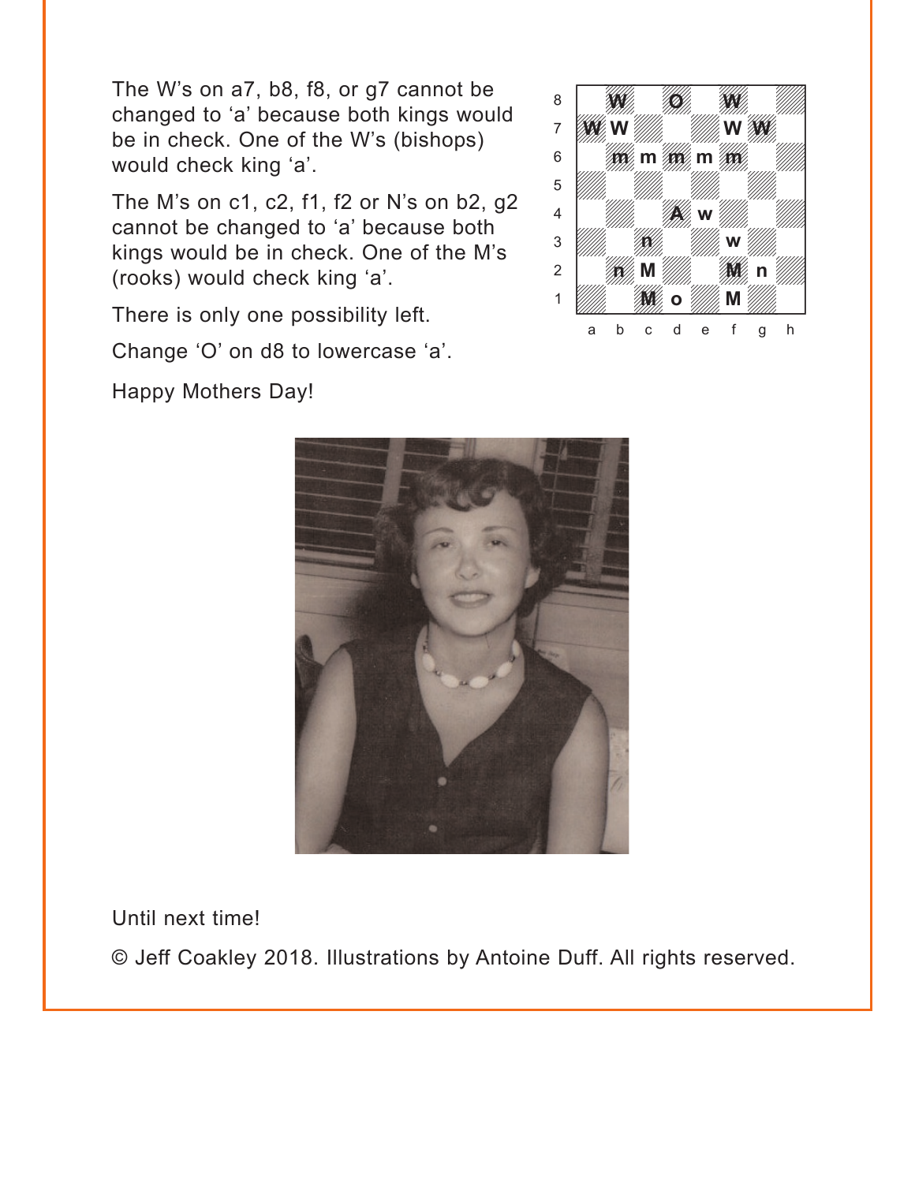The W's on a7, b8, f8, or g7 cannot be changed to 'a' because both kings would be in check. One of the W's (bishops) would check king 'a'.

The M's on c1, c2, f1, f2 or N's on b2, g2 cannot be changed to 'a' because both kings would be in check. One of the M's (rooks) would check king 'a'.

There is only one possibility left.

Change 'O' on d8 to lowercase 'a'.

Happy Mothers Day!

| | a | b | c | d | e | f | g | h |
|---|---|---|---|---|---|---|---|---|
| 8 | | W | | O | | W | | |
| 7 | W | W | | | | W | W | |
| 6 | | m | m | m | m | m | | |
| 5 | | | | | | | | |
| 4 | | | | A | w | | | |
| 3 | | | n | | | w | | |
| 2 | | n | M | | | M | n | |
| 1 | | | M | o | | M | | |

Until next time!

© Jeff Coakley 2018. Illustrations by Antoine Duff. All rights reserved.